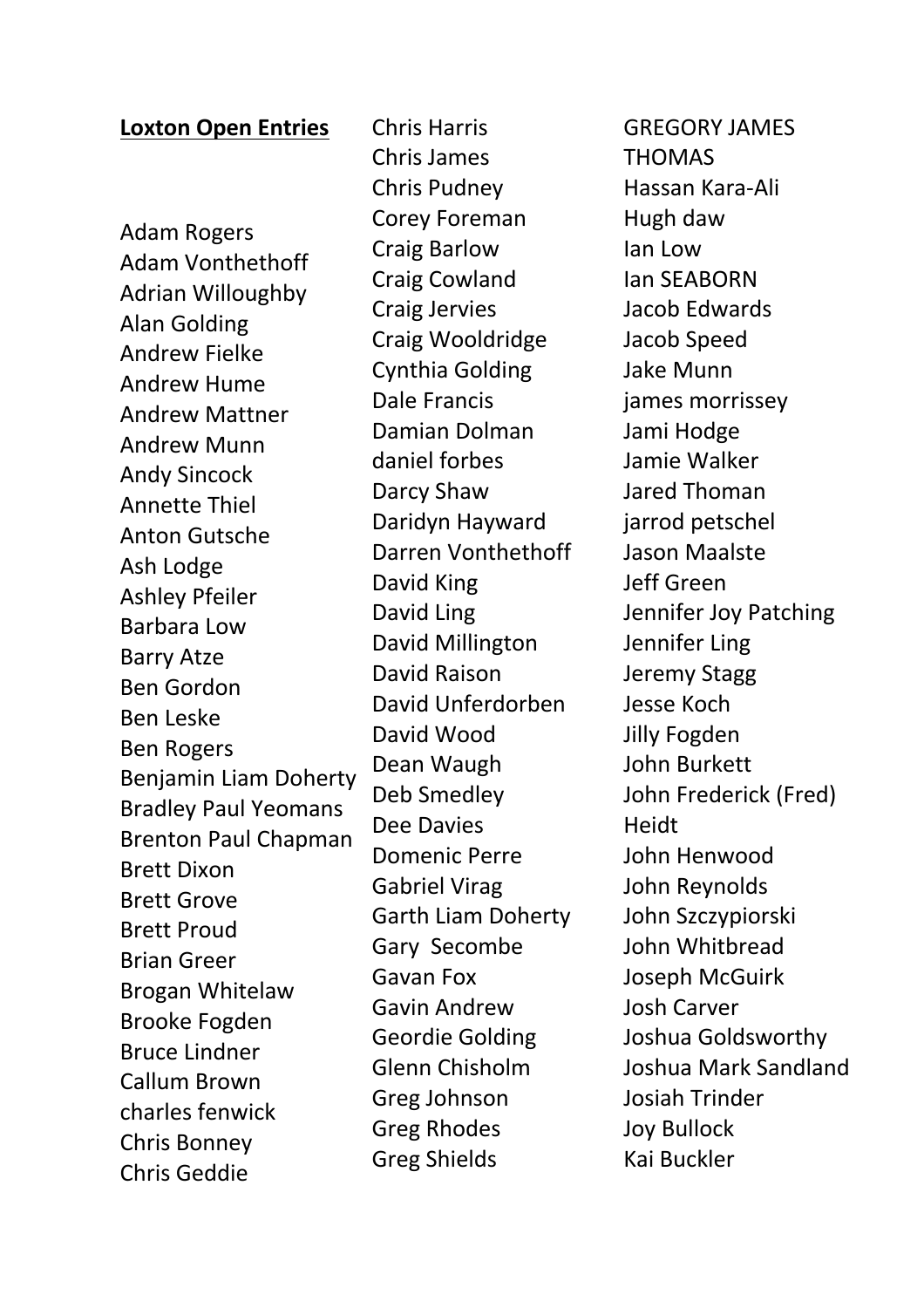**Loxton Open Entries**

Adam Rogers
Adam Vonthethoff
Adrian Willoughby
Alan Golding
Andrew Fielke
Andrew Hume
Andrew Mattner
Andrew Munn
Andy Sincock
Annette Thiel
Anton Gutsche
Ash Lodge
Ashley Pfeiler
Barbara Low
Barry Atze
Ben Gordon
Ben Leske
Ben Rogers
Benjamin Liam Doherty
Bradley Paul Yeomans
Brenton Paul Chapman
Brett Dixon
Brett Grove
Brett Proud
Brian Greer
Brogan Whitelaw
Brooke Fogden
Bruce Lindner
Callum Brown
charles fenwick
Chris Bonney
Chris Geddie
Chris Harris
Chris James
Chris Pudney
Corey Foreman
Craig Barlow
Craig Cowland
Craig Jervies
Craig Wooldridge
Cynthia Golding
Dale Francis
Damian Dolman
daniel forbes
Darcy Shaw
Daridyn Hayward
Darren Vonthethoff
David King
David Ling
David Millington
David Raison
David Unferdorben
David Wood
Dean Waugh
Deb Smedley
Dee Davies
Domenic Perre
Gabriel Virag
Garth Liam Doherty
Gary Secombe
Gavan Fox
Gavin Andrew
Geordie Golding
Glenn Chisholm
Greg Johnson
Greg Rhodes
Greg Shields
GREGORY JAMES THOMAS
Hassan Kara-Ali
Hugh daw
Ian Low
Ian SEABORN
Jacob Edwards
Jacob Speed
Jake Munn
james morrissey
Jami Hodge
Jamie Walker
Jared Thoman
jarrod petschel
Jason Maalste
Jeff Green
Jennifer Joy Patching
Jennifer Ling
Jeremy Stagg
Jesse Koch
Jilly Fogden
John Burkett
John Frederick (Fred) Heidt
John Henwood
John Reynolds
John Szczypiorski
John Whitbread
Joseph McGuirk
Josh Carver
Joshua Goldsworthy
Joshua Mark Sandland
Josiah Trinder
Joy Bullock
Kai Buckler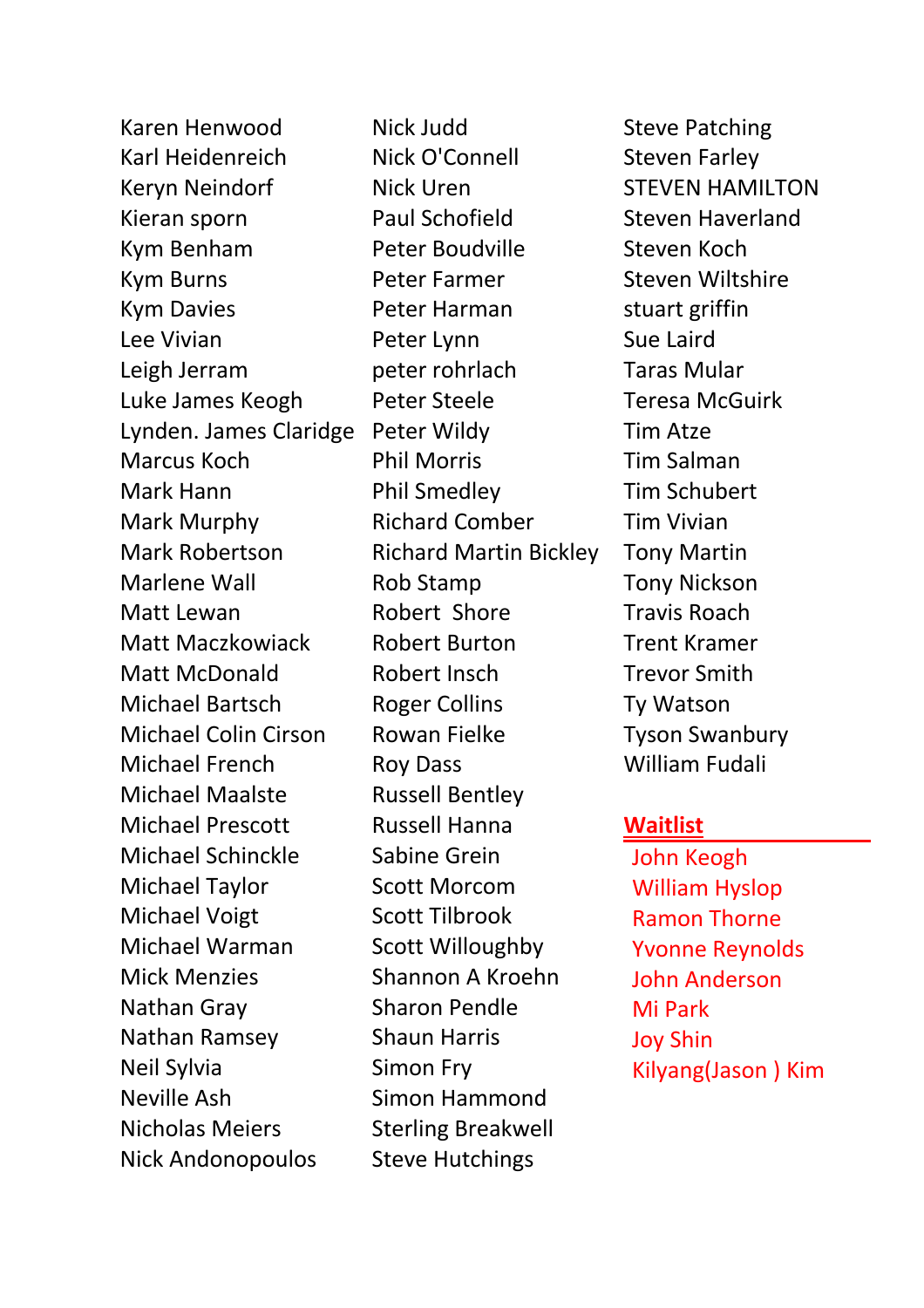Karen Henwood
Karl Heidenreich
Keryn Neindorf
Kieran sporn
Kym Benham
Kym Burns
Kym Davies
Lee Vivian
Leigh Jerram
Luke James Keogh
Lynden. James Claridge
Marcus Koch
Mark Hann
Mark Murphy
Mark Robertson
Marlene Wall
Matt Lewan
Matt Maczkowiack
Matt McDonald
Michael Bartsch
Michael Colin Cirson
Michael French
Michael Maalste
Michael Prescott
Michael Schinckle
Michael Taylor
Michael Voigt
Michael Warman
Mick Menzies
Nathan Gray
Nathan Ramsey
Neil Sylvia
Neville Ash
Nicholas Meiers
Nick Andonopoulos
Nick Judd
Nick O'Connell
Nick Uren
Paul Schofield
Peter Boudville
Peter Farmer
Peter Harman
Peter Lynn
peter rohrlach
Peter Steele
Peter Wildy
Phil Morris
Phil Smedley
Richard Comber
Richard Martin Bickley
Rob Stamp
Robert Shore
Robert Burton
Robert Insch
Roger Collins
Rowan Fielke
Roy Dass
Russell Bentley
Russell Hanna
Sabine Grein
Scott Morcom
Scott Tilbrook
Scott Willoughby
Shannon A Kroehn
Sharon Pendle
Shaun Harris
Simon Fry
Simon Hammond
Sterling Breakwell
Steve Hutchings
Steve Patching
Steven Farley
STEVEN HAMILTON
Steven Haverland
Steven Koch
Steven Wiltshire
stuart griffin
Sue Laird
Taras Mular
Teresa McGuirk
Tim Atze
Tim Salman
Tim Schubert
Tim Vivian
Tony Martin
Tony Nickson
Travis Roach
Trent Kramer
Trevor Smith
Ty Watson
Tyson Swanbury
William Fudali

**Waitlist**

John Keogh
William Hyslop
Ramon Thorne
Yvonne Reynolds
John Anderson
Mi Park
Joy Shin
Kilyang(Jason ) Kim